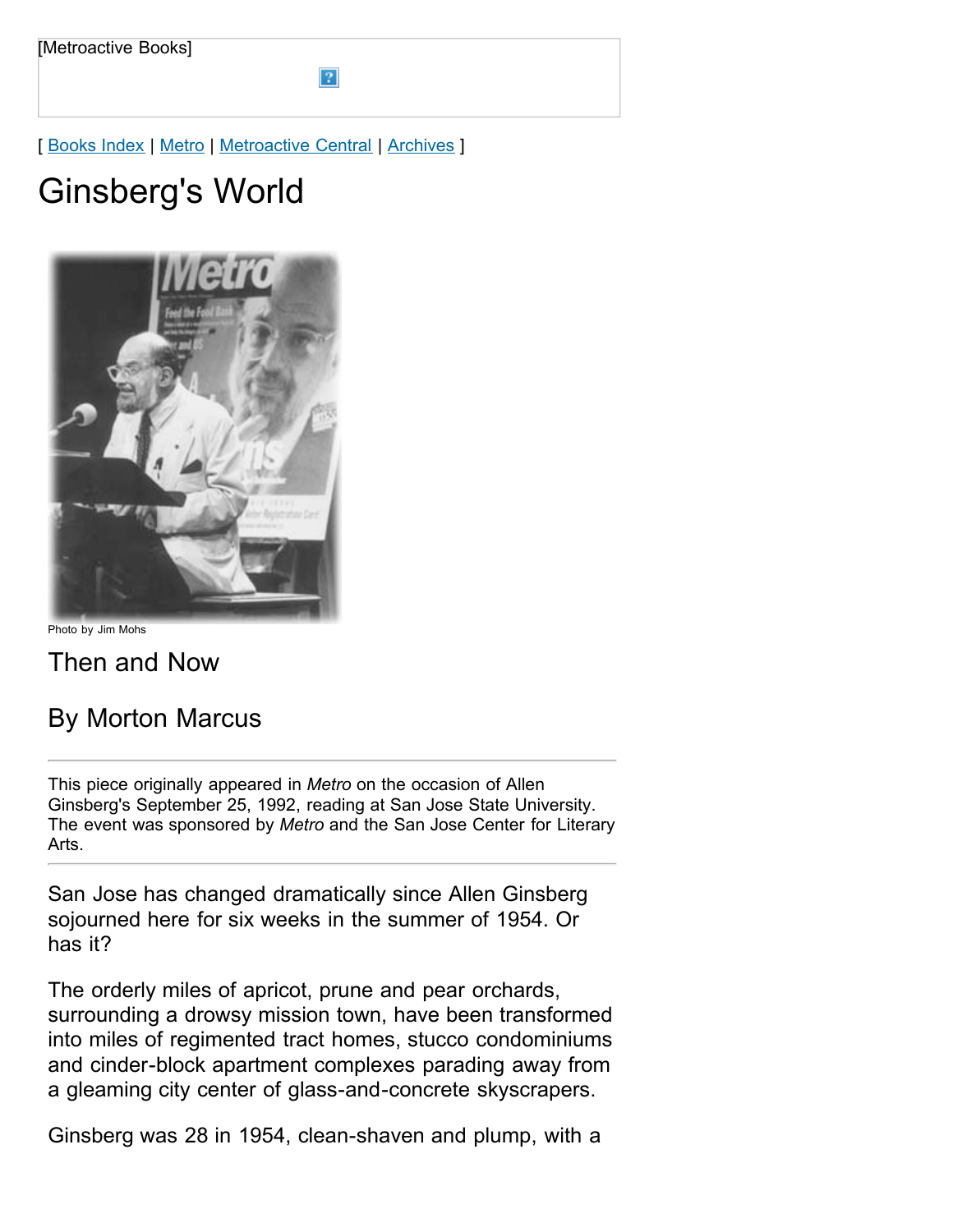[Metroactive Books]

[ Books Index | Metro | Metroactive Central | Archives ]

# Ginsberg's World

Photo by Jim Mohs

## Then and Now

## By Morton Marcus

---

This piece originally appeared in *Metro* on the occasion of Allen Ginsberg's September 25, 1992, reading at San Jose State University. The event was sponsored by *Metro* and the San Jose Center for Literary Arts.

---

San Jose has changed dramatically since Allen Ginsberg sojourned here for six weeks in the summer of 1954. Or has it?

The orderly miles of apricot, prune and pear orchards, surrounding a drowsy mission town, have been transformed into miles of regimented tract homes, stucco condominiums and cinder-block apartment complexes parading away from a gleaming city center of glass-and-concrete skyscrapers.

Ginsberg was 28 in 1954, clean-shaven and plump, with a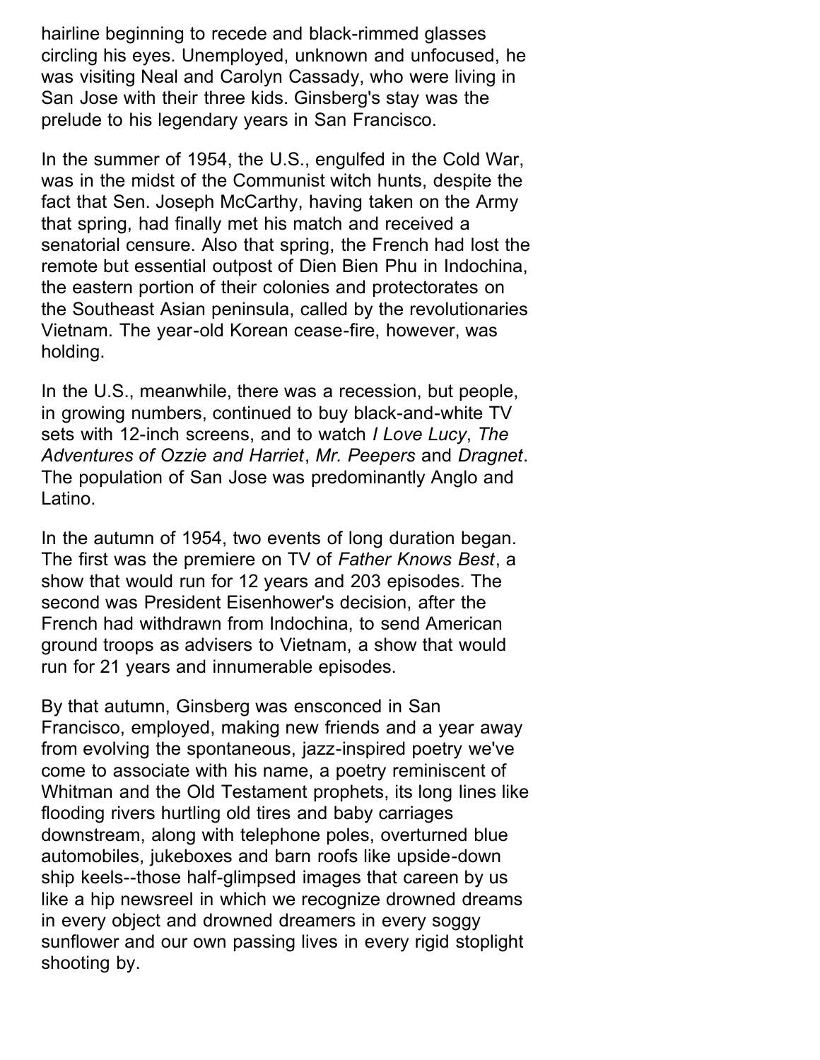hairline beginning to recede and black-rimmed glasses circling his eyes. Unemployed, unknown and unfocused, he was visiting Neal and Carolyn Cassady, who were living in San Jose with their three kids. Ginsberg's stay was the prelude to his legendary years in San Francisco.

In the summer of 1954, the U.S., engulfed in the Cold War, was in the midst of the Communist witch hunts, despite the fact that Sen. Joseph McCarthy, having taken on the Army that spring, had finally met his match and received a senatorial censure. Also that spring, the French had lost the remote but essential outpost of Dien Bien Phu in Indochina, the eastern portion of their colonies and protectorates on the Southeast Asian peninsula, called by the revolutionaries Vietnam. The year-old Korean cease-fire, however, was holding.

In the U.S., meanwhile, there was a recession, but people, in growing numbers, continued to buy black-and-white TV sets with 12-inch screens, and to watch *I Love Lucy*, *The Adventures of Ozzie and Harriet*, *Mr. Peepers* and *Dragnet*. The population of San Jose was predominantly Anglo and Latino.

In the autumn of 1954, two events of long duration began. The first was the premiere on TV of *Father Knows Best*, a show that would run for 12 years and 203 episodes. The second was President Eisenhower's decision, after the French had withdrawn from Indochina, to send American ground troops as advisers to Vietnam, a show that would run for 21 years and innumerable episodes.

By that autumn, Ginsberg was ensconced in San Francisco, employed, making new friends and a year away from evolving the spontaneous, jazz-inspired poetry we've come to associate with his name, a poetry reminiscent of Whitman and the Old Testament prophets, its long lines like flooding rivers hurtling old tires and baby carriages downstream, along with telephone poles, overturned blue automobiles, jukeboxes and barn roofs like upside-down ship keels--those half-glimpsed images that careen by us like a hip newsreel in which we recognize drowned dreams in every object and drowned dreamers in every soggy sunflower and our own passing lives in every rigid stoplight shooting by.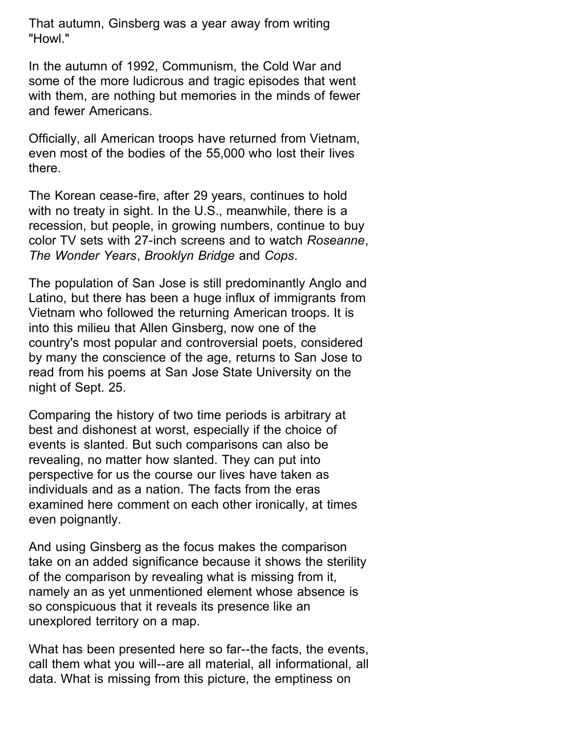That autumn, Ginsberg was a year away from writing "Howl."

In the autumn of 1992, Communism, the Cold War and some of the more ludicrous and tragic episodes that went with them, are nothing but memories in the minds of fewer and fewer Americans.

Officially, all American troops have returned from Vietnam, even most of the bodies of the 55,000 who lost their lives there.

The Korean cease-fire, after 29 years, continues to hold with no treaty in sight. In the U.S., meanwhile, there is a recession, but people, in growing numbers, continue to buy color TV sets with 27-inch screens and to watch *Roseanne*, *The Wonder Years*, *Brooklyn Bridge* and *Cops*.

The population of San Jose is still predominantly Anglo and Latino, but there has been a huge influx of immigrants from Vietnam who followed the returning American troops. It is into this milieu that Allen Ginsberg, now one of the country's most popular and controversial poets, considered by many the conscience of the age, returns to San Jose to read from his poems at San Jose State University on the night of Sept. 25.

Comparing the history of two time periods is arbitrary at best and dishonest at worst, especially if the choice of events is slanted. But such comparisons can also be revealing, no matter how slanted. They can put into perspective for us the course our lives have taken as individuals and as a nation. The facts from the eras examined here comment on each other ironically, at times even poignantly.

And using Ginsberg as the focus makes the comparison take on an added significance because it shows the sterility of the comparison by revealing what is missing from it, namely an as yet unmentioned element whose absence is so conspicuous that it reveals its presence like an unexplored territory on a map.

What has been presented here so far--the facts, the events, call them what you will--are all material, all informational, all data. What is missing from this picture, the emptiness on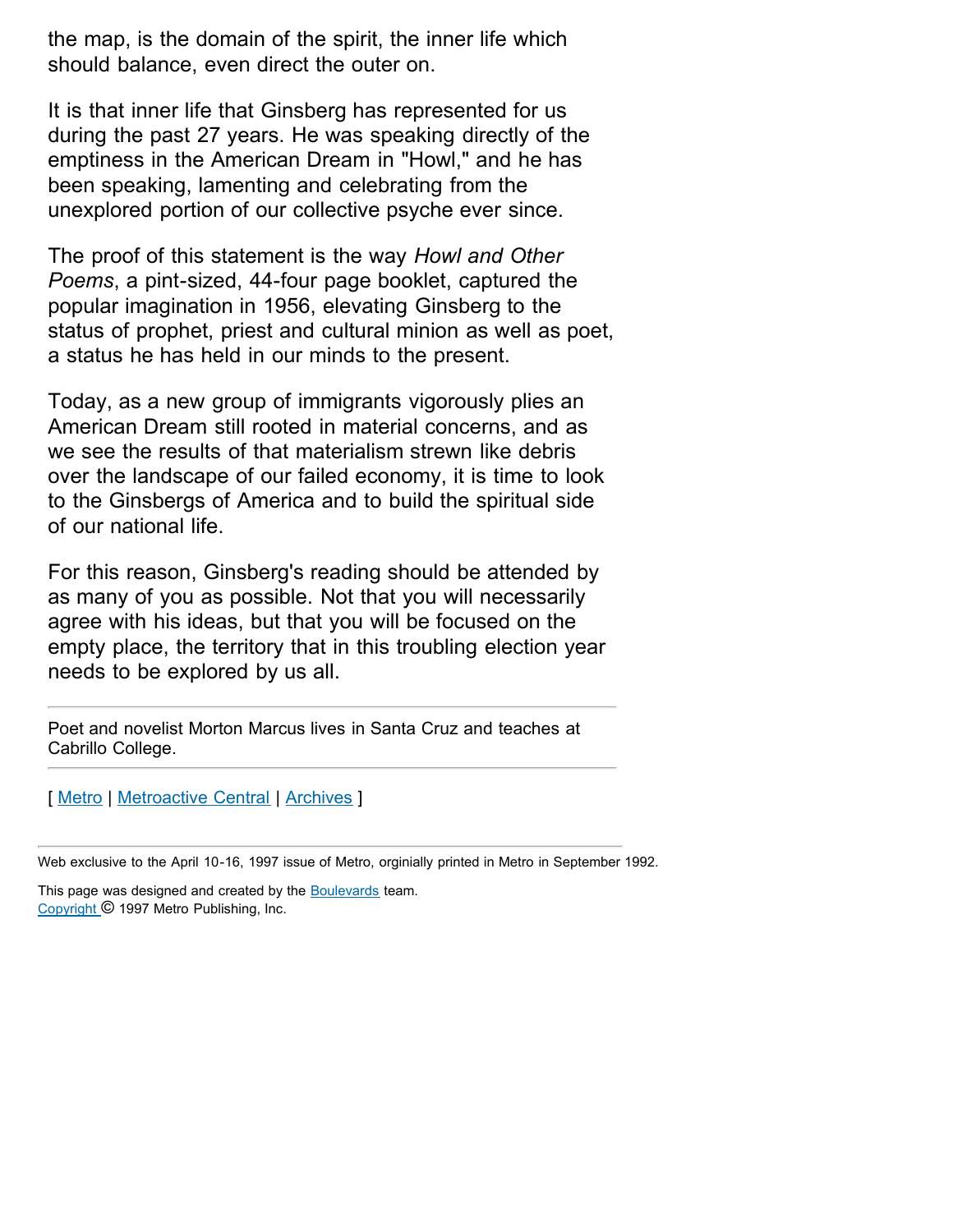the map, is the domain of the spirit, the inner life which should balance, even direct the outer on.

It is that inner life that Ginsberg has represented for us during the past 27 years. He was speaking directly of the emptiness in the American Dream in "Howl," and he has been speaking, lamenting and celebrating from the unexplored portion of our collective psyche ever since.

The proof of this statement is the way *Howl and Other Poems*, a pint-sized, 44-four page booklet, captured the popular imagination in 1956, elevating Ginsberg to the status of prophet, priest and cultural minion as well as poet, a status he has held in our minds to the present.

Today, as a new group of immigrants vigorously plies an American Dream still rooted in material concerns, and as we see the results of that materialism strewn like debris over the landscape of our failed economy, it is time to look to the Ginsbergs of America and to build the spiritual side of our national life.

For this reason, Ginsberg's reading should be attended by as many of you as possible. Not that you will necessarily agree with his ideas, but that you will be focused on the empty place, the territory that in this troubling election year needs to be explored by us all.

---

Poet and novelist Morton Marcus lives in Santa Cruz and teaches at Cabrillo College.

---

[ Metro | Metroactive Central | Archives ]

---

Web exclusive to the April 10-16, 1997 issue of Metro, orginially printed in Metro in September 1992.

This page was designed and created by the Boulevards team.
Copyright © 1997 Metro Publishing, Inc.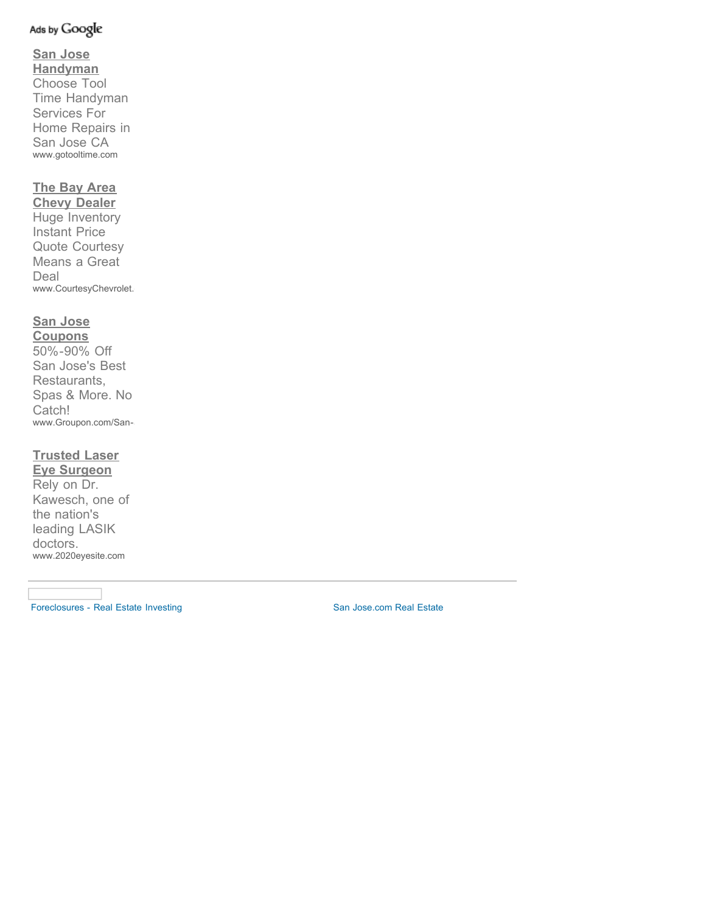Ads by Google

**San Jose Handyman**
Choose Tool Time Handyman Services For Home Repairs in San Jose CA
www.gotooltime.com

**The Bay Area Chevy Dealer**
Huge Inventory Instant Price Quote Courtesy Means a Great Deal
www.CourtesyChevrolet.

**San Jose Coupons**
50%-90% Off San Jose's Best Restaurants, Spas & More. No Catch!
www.Groupon.com/San-

**Trusted Laser Eye Surgeon**
Rely on Dr. Kawesch, one of the nation's leading LASIK doctors.
www.2020eyesite.com

---

Foreclosures - Real Estate Investing

San Jose.com Real Estate